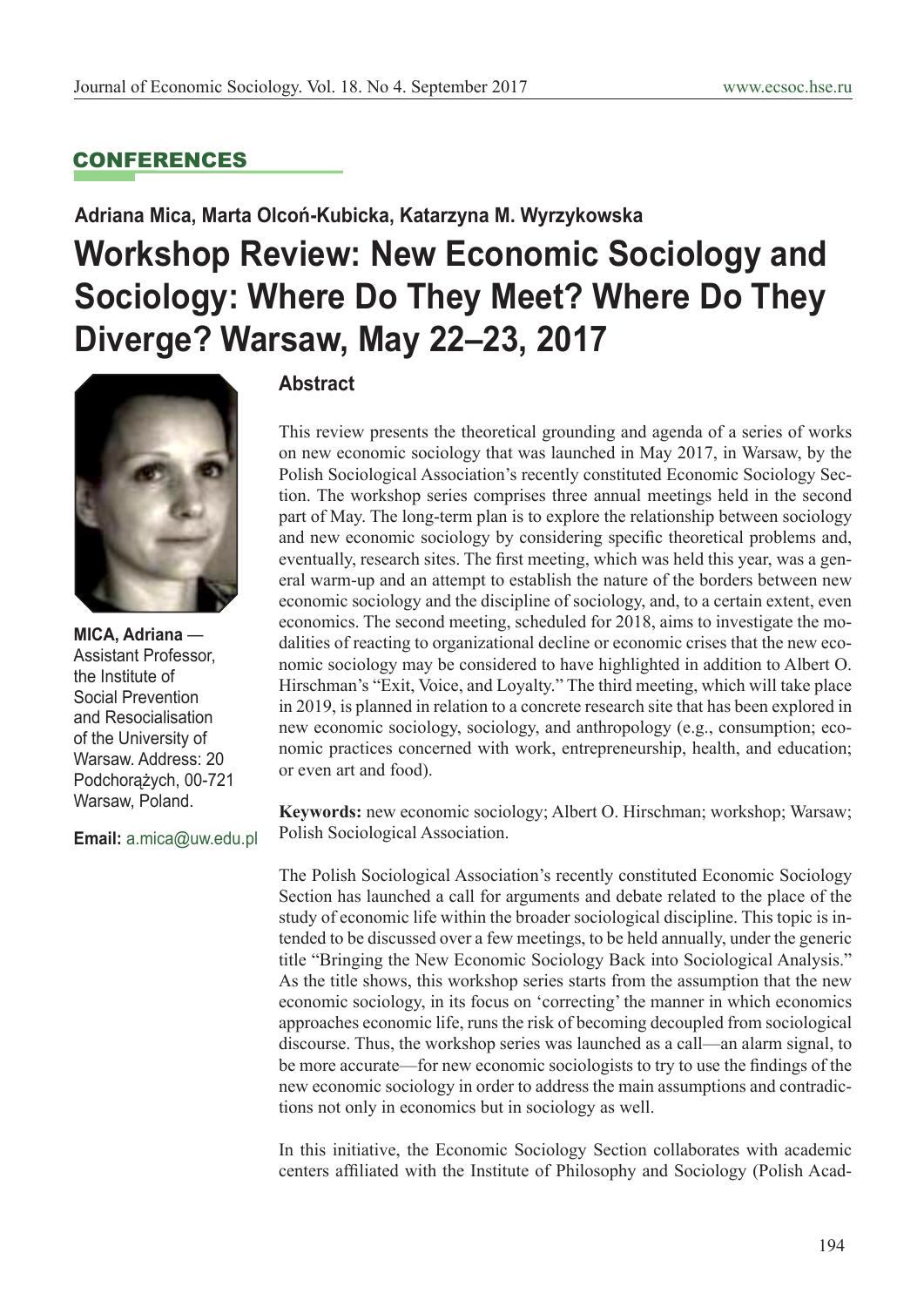## CONFERENCES

**Adriana Mica, Marta Olcoń-Kubicka, Katarzyna M. Wyrzykowska**

# Workshop Review: New Economic Sociology and Sociology: Where Do They Meet? Where Do They Diverge? Warsaw, May 22–23, 2017

**MICA, Adriana** — Assistant Professor, the Institute of Social Prevention and Resocialisation of the University of Warsaw. Address: 20 Podchorążych, 00-721 Warsaw, Poland.

**Email:** a.mica@uw.edu.pl

### Abstract

This review presents the theoretical grounding and agenda of a series of works on new economic sociology that was launched in May 2017, in Warsaw, by the Polish Sociological Association's recently constituted Economic Sociology Section. The workshop series comprises three annual meetings held in the second part of May. The long-term plan is to explore the relationship between sociology and new economic sociology by considering specific theoretical problems and, eventually, research sites. The first meeting, which was held this year, was a general warm-up and an attempt to establish the nature of the borders between new economic sociology and the discipline of sociology, and, to a certain extent, even economics. The second meeting, scheduled for 2018, aims to investigate the modalities of reacting to organizational decline or economic crises that the new economic sociology may be considered to have highlighted in addition to Albert O. Hirschman's "Exit, Voice, and Loyalty." The third meeting, which will take place in 2019, is planned in relation to a concrete research site that has been explored in new economic sociology, sociology, and anthropology (e.g., consumption; economic practices concerned with work, entrepreneurship, health, and education; or even art and food).

**Keywords:** new economic sociology; Albert O. Hirschman; workshop; Warsaw; Polish Sociological Association.

The Polish Sociological Association's recently constituted Economic Sociology Section has launched a call for arguments and debate related to the place of the study of economic life within the broader sociological discipline. This topic is intended to be discussed over a few meetings, to be held annually, under the generic title "Bringing the New Economic Sociology Back into Sociological Analysis." As the title shows, this workshop series starts from the assumption that the new economic sociology, in its focus on 'correcting' the manner in which economics approaches economic life, runs the risk of becoming decoupled from sociological discourse. Thus, the workshop series was launched as a call—an alarm signal, to be more accurate—for new economic sociologists to try to use the findings of the new economic sociology in order to address the main assumptions and contradictions not only in economics but in sociology as well.

In this initiative, the Economic Sociology Section collaborates with academic centers affiliated with the Institute of Philosophy and Sociology (Polish Acad-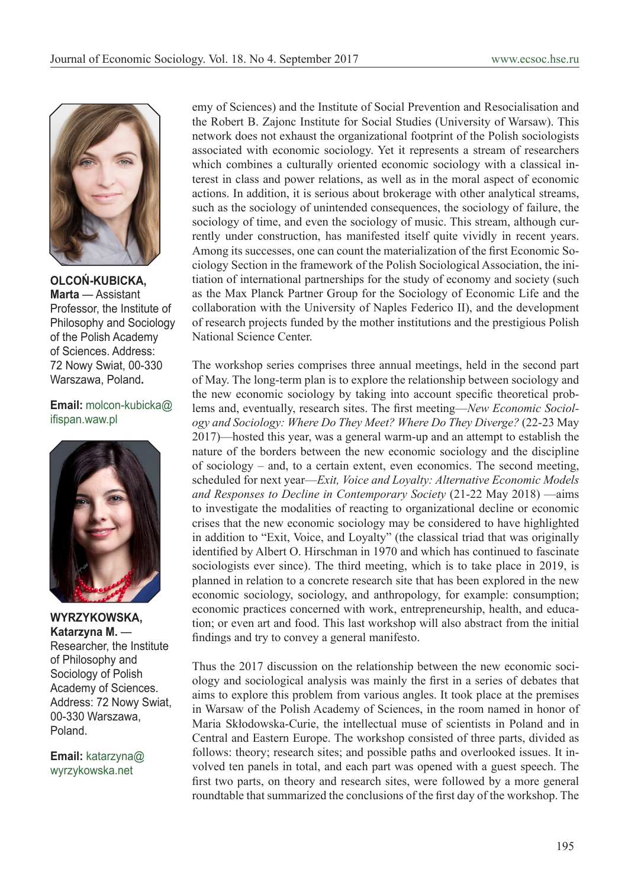**OLCOŃ-KUBICKA, Marta** — Assistant Professor, the Institute of Philosophy and Sociology of the Polish Academy of Sciences. Address: 72 Nowy Swiat, 00-330 Warszawa, Poland.

**Email:** molcon-kubicka@ifispan.waw.pl

**WYRZYKOWSKA, Katarzyna M.** — Researcher, the Institute of Philosophy and Sociology of Polish Academy of Sciences. Address: 72 Nowy Swiat, 00-330 Warszawa, Poland.

**Email:** katarzyna@wyrzykowska.net

emy of Sciences) and the Institute of Social Prevention and Resocialisation and the Robert B. Zajonc Institute for Social Studies (University of Warsaw). This network does not exhaust the organizational footprint of the Polish sociologists associated with economic sociology. Yet it represents a stream of researchers which combines a culturally oriented economic sociology with a classical interest in class and power relations, as well as in the moral aspect of economic actions. In addition, it is serious about brokerage with other analytical streams, such as the sociology of unintended consequences, the sociology of failure, the sociology of time, and even the sociology of music. This stream, although currently under construction, has manifested itself quite vividly in recent years. Among its successes, one can count the materialization of the first Economic Sociology Section in the framework of the Polish Sociological Association, the initiation of international partnerships for the study of economy and society (such as the Max Planck Partner Group for the Sociology of Economic Life and the collaboration with the University of Naples Federico II), and the development of research projects funded by the mother institutions and the prestigious Polish National Science Center.

The workshop series comprises three annual meetings, held in the second part of May. The long-term plan is to explore the relationship between sociology and the new economic sociology by taking into account specific theoretical problems and, eventually, research sites. The first meeting—*New Economic Sociology and Sociology: Where Do They Meet? Where Do They Diverge?* (22-23 May 2017)—hosted this year, was a general warm-up and an attempt to establish the nature of the borders between the new economic sociology and the discipline of sociology – and, to a certain extent, even economics. The second meeting, scheduled for next year—*Exit, Voice and Loyalty: Alternative Economic Models and Responses to Decline in Contemporary Society* (21-22 May 2018) —aims to investigate the modalities of reacting to organizational decline or economic crises that the new economic sociology may be considered to have highlighted in addition to "Exit, Voice, and Loyalty" (the classical triad that was originally identified by Albert O. Hirschman in 1970 and which has continued to fascinate sociologists ever since). The third meeting, which is to take place in 2019, is planned in relation to a concrete research site that has been explored in the new economic sociology, sociology, and anthropology, for example: consumption; economic practices concerned with work, entrepreneurship, health, and education; or even art and food. This last workshop will also abstract from the initial findings and try to convey a general manifesto.

Thus the 2017 discussion on the relationship between the new economic sociology and sociological analysis was mainly the first in a series of debates that aims to explore this problem from various angles. It took place at the premises in Warsaw of the Polish Academy of Sciences, in the room named in honor of Maria Skłodowska-Curie, the intellectual muse of scientists in Poland and in Central and Eastern Europe. The workshop consisted of three parts, divided as follows: theory; research sites; and possible paths and overlooked issues. It involved ten panels in total, and each part was opened with a guest speech. The first two parts, on theory and research sites, were followed by a more general roundtable that summarized the conclusions of the first day of the workshop. The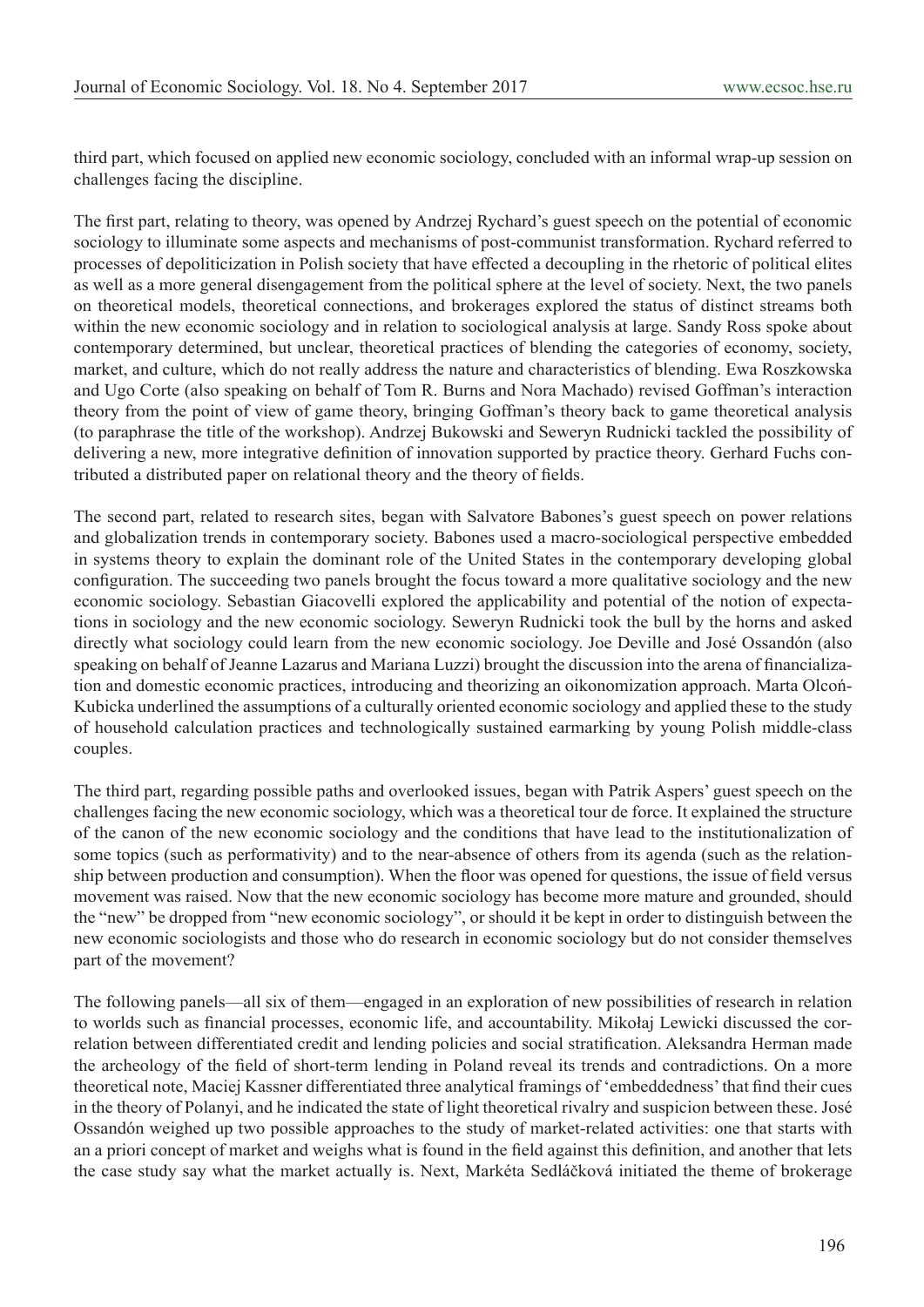third part, which focused on applied new economic sociology, concluded with an informal wrap-up session on challenges facing the discipline.

The first part, relating to theory, was opened by Andrzej Rychard's guest speech on the potential of economic sociology to illuminate some aspects and mechanisms of post-communist transformation. Rychard referred to processes of depoliticization in Polish society that have effected a decoupling in the rhetoric of political elites as well as a more general disengagement from the political sphere at the level of society. Next, the two panels on theoretical models, theoretical connections, and brokerages explored the status of distinct streams both within the new economic sociology and in relation to sociological analysis at large. Sandy Ross spoke about contemporary determined, but unclear, theoretical practices of blending the categories of economy, society, market, and culture, which do not really address the nature and characteristics of blending. Ewa Roszkowska and Ugo Corte (also speaking on behalf of Tom R. Burns and Nora Machado) revised Goffman's interaction theory from the point of view of game theory, bringing Goffman's theory back to game theoretical analysis (to paraphrase the title of the workshop). Andrzej Bukowski and Seweryn Rudnicki tackled the possibility of delivering a new, more integrative definition of innovation supported by practice theory. Gerhard Fuchs contributed a distributed paper on relational theory and the theory of fields.

The second part, related to research sites, began with Salvatore Babones's guest speech on power relations and globalization trends in contemporary society. Babones used a macro-sociological perspective embedded in systems theory to explain the dominant role of the United States in the contemporary developing global configuration. The succeeding two panels brought the focus toward a more qualitative sociology and the new economic sociology. Sebastian Giacovelli explored the applicability and potential of the notion of expectations in sociology and the new economic sociology. Seweryn Rudnicki took the bull by the horns and asked directly what sociology could learn from the new economic sociology. Joe Deville and José Ossandón (also speaking on behalf of Jeanne Lazarus and Mariana Luzzi) brought the discussion into the arena of financialization and domestic economic practices, introducing and theorizing an oikonomization approach. Marta Olcoń-Kubicka underlined the assumptions of a culturally oriented economic sociology and applied these to the study of household calculation practices and technologically sustained earmarking by young Polish middle-class couples.

The third part, regarding possible paths and overlooked issues, began with Patrik Aspers' guest speech on the challenges facing the new economic sociology, which was a theoretical tour de force. It explained the structure of the canon of the new economic sociology and the conditions that have lead to the institutionalization of some topics (such as performativity) and to the near-absence of others from its agenda (such as the relationship between production and consumption). When the floor was opened for questions, the issue of field versus movement was raised. Now that the new economic sociology has become more mature and grounded, should the "new" be dropped from "new economic sociology", or should it be kept in order to distinguish between the new economic sociologists and those who do research in economic sociology but do not consider themselves part of the movement?

The following panels—all six of them—engaged in an exploration of new possibilities of research in relation to worlds such as financial processes, economic life, and accountability. Mikołaj Lewicki discussed the correlation between differentiated credit and lending policies and social stratification. Aleksandra Herman made the archeology of the field of short-term lending in Poland reveal its trends and contradictions. On a more theoretical note, Maciej Kassner differentiated three analytical framings of 'embeddedness' that find their cues in the theory of Polanyi, and he indicated the state of light theoretical rivalry and suspicion between these. José Ossandón weighed up two possible approaches to the study of market-related activities: one that starts with an a priori concept of market and weighs what is found in the field against this definition, and another that lets the case study say what the market actually is. Next, Markéta Sedláčková initiated the theme of brokerage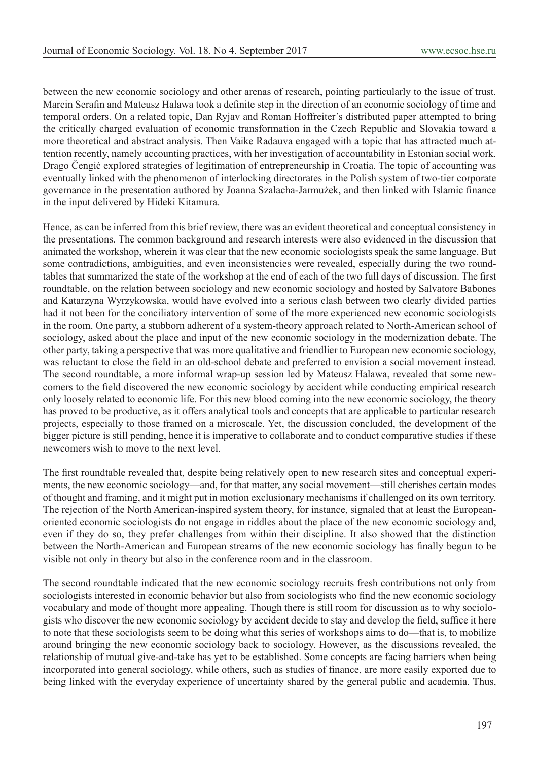between the new economic sociology and other arenas of research, pointing particularly to the issue of trust. Marcin Serafin and Mateusz Halawa took a definite step in the direction of an economic sociology of time and temporal orders. On a related topic, Dan Ryjav and Roman Hoffreiter's distributed paper attempted to bring the critically charged evaluation of economic transformation in the Czech Republic and Slovakia toward a more theoretical and abstract analysis. Then Vaike Radauva engaged with a topic that has attracted much attention recently, namely accounting practices, with her investigation of accountability in Estonian social work. Drago Čengić explored strategies of legitimation of entrepreneurship in Croatia. The topic of accounting was eventually linked with the phenomenon of interlocking directorates in the Polish system of two-tier corporate governance in the presentation authored by Joanna Szalacha-Jarmużek, and then linked with Islamic finance in the input delivered by Hideki Kitamura.

Hence, as can be inferred from this brief review, there was an evident theoretical and conceptual consistency in the presentations. The common background and research interests were also evidenced in the discussion that animated the workshop, wherein it was clear that the new economic sociologists speak the same language. But some contradictions, ambiguities, and even inconsistencies were revealed, especially during the two roundtables that summarized the state of the workshop at the end of each of the two full days of discussion. The first roundtable, on the relation between sociology and new economic sociology and hosted by Salvatore Babones and Katarzyna Wyrzykowska, would have evolved into a serious clash between two clearly divided parties had it not been for the conciliatory intervention of some of the more experienced new economic sociologists in the room. One party, a stubborn adherent of a system-theory approach related to North-American school of sociology, asked about the place and input of the new economic sociology in the modernization debate. The other party, taking a perspective that was more qualitative and friendlier to European new economic sociology, was reluctant to close the field in an old-school debate and preferred to envision a social movement instead. The second roundtable, a more informal wrap-up session led by Mateusz Halawa, revealed that some newcomers to the field discovered the new economic sociology by accident while conducting empirical research only loosely related to economic life. For this new blood coming into the new economic sociology, the theory has proved to be productive, as it offers analytical tools and concepts that are applicable to particular research projects, especially to those framed on a microscale. Yet, the discussion concluded, the development of the bigger picture is still pending, hence it is imperative to collaborate and to conduct comparative studies if these newcomers wish to move to the next level.

The first roundtable revealed that, despite being relatively open to new research sites and conceptual experiments, the new economic sociology—and, for that matter, any social movement—still cherishes certain modes of thought and framing, and it might put in motion exclusionary mechanisms if challenged on its own territory. The rejection of the North American-inspired system theory, for instance, signaled that at least the European-oriented economic sociologists do not engage in riddles about the place of the new economic sociology and, even if they do so, they prefer challenges from within their discipline. It also showed that the distinction between the North-American and European streams of the new economic sociology has finally begun to be visible not only in theory but also in the conference room and in the classroom.

The second roundtable indicated that the new economic sociology recruits fresh contributions not only from sociologists interested in economic behavior but also from sociologists who find the new economic sociology vocabulary and mode of thought more appealing. Though there is still room for discussion as to why sociologists who discover the new economic sociology by accident decide to stay and develop the field, suffice it here to note that these sociologists seem to be doing what this series of workshops aims to do—that is, to mobilize around bringing the new economic sociology back to sociology. However, as the discussions revealed, the relationship of mutual give-and-take has yet to be established. Some concepts are facing barriers when being incorporated into general sociology, while others, such as studies of finance, are more easily exported due to being linked with the everyday experience of uncertainty shared by the general public and academia. Thus,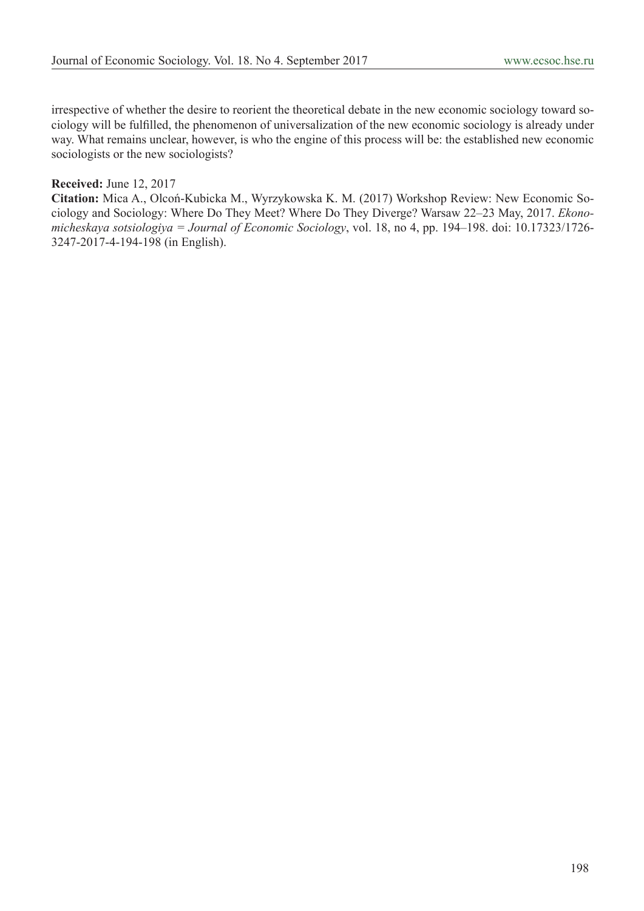irrespective of whether the desire to reorient the theoretical debate in the new economic sociology toward sociology will be fulfilled, the phenomenon of universalization of the new economic sociology is already under way. What remains unclear, however, is who the engine of this process will be: the established new economic sociologists or the new sociologists?

**Received:** June 12, 2017

**Citation:** Mica A., Olcoń-Kubicka M., Wyrzykowska K. M. (2017) Workshop Review: New Economic Sociology and Sociology: Where Do They Meet? Where Do They Diverge? Warsaw 22–23 May, 2017. *Ekonomicheskaya sotsiologiya = Journal of Economic Sociology*, vol. 18, no 4, pp. 194–198. doi: 10.17323/1726-3247-2017-4-194-198 (in English).